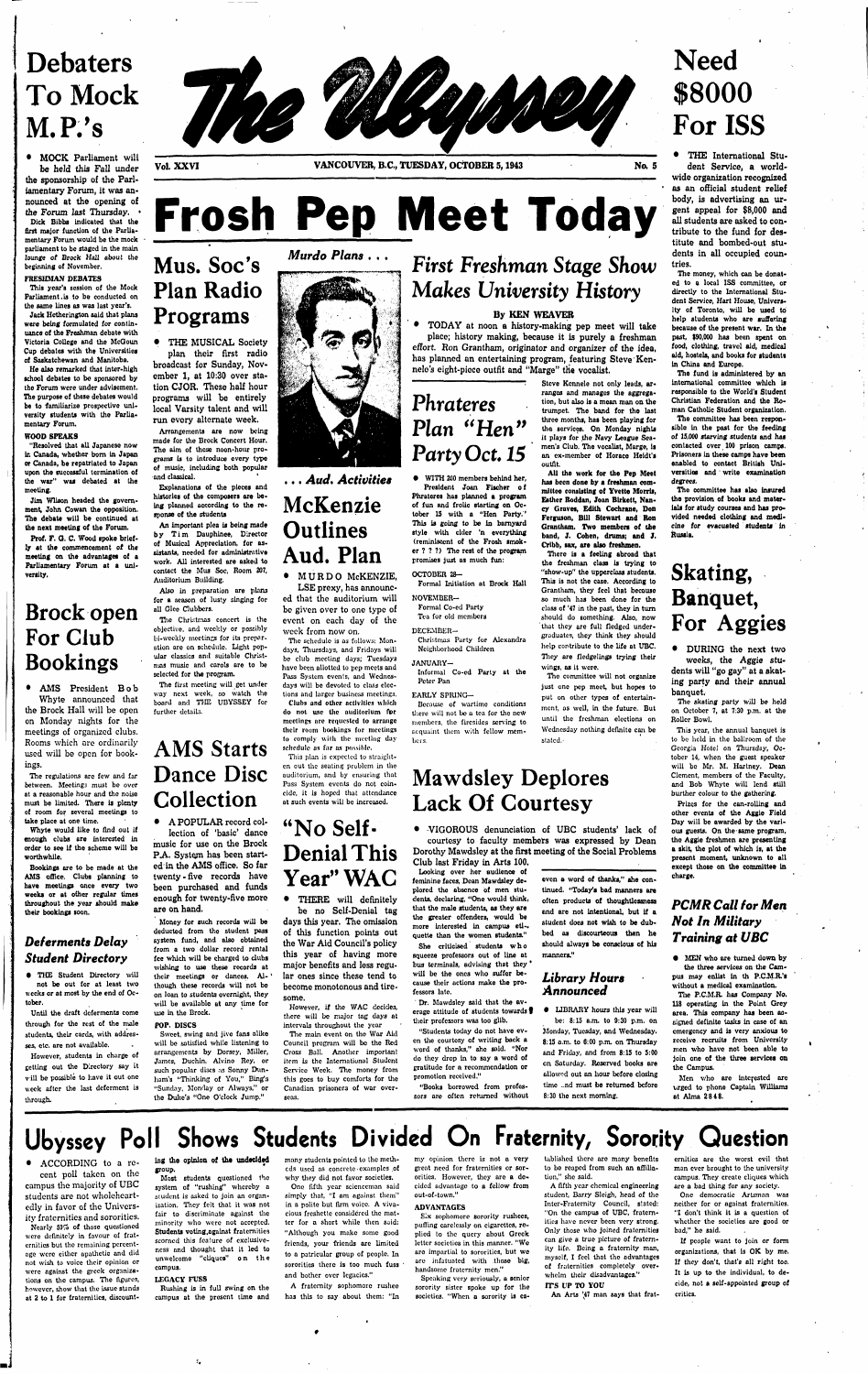# The Ubyssey

Vol. XXVI — VANCOUVER, B.C., TUESDAY, OCTOBER 5, 1943 — No. 5

# Frosh Pep Meet Today

## Debaters To Mock M.P.'s

• MOCK Parliament will be held this Fall under the sponsorship of the Parliamentary Forum, it was announced at the opening of the Forum last Thursday.

Dick Bibbs indicated that the first major function of the Parliamentary Forum would be the mock parliament to be staged in the main lounge of Brock Hall about the beginning of November.

**FRESHMAN DEBATES**

This year's session of the Mock Parliament is to be conducted on the same lines as was last year's.

Jack Hetherington said that plans were being formulated for continuance of the Freshman debate with Victoria College and the McGoun Cup debates with the Universities of Saskatchewan and Manitoba.

He also remarked that inter-high school debates to be sponsored by the Forum were under advisement. The purpose of these debates would be to familiarize prospective university students with the Parliamentary Forum.

**WOOD SPEAKS**

"Resolved that all Japanese now in Canada, whether born in Japan or Canada, be repatriated to Japan upon the successful termination of the war" was debated at the meeting.

Jim Wilson headed the government, John Cowan the opposition. The debate will be continued at the next meeting of the Forum.

Prof. F. G. C. Wood spoke briefly at the commencement of the meeting on the advantages of a Parliamentary Forum at a university.

## Brock open For Club Bookings

• AMS President Bob Whyte announced that the Brock Hall will be open on Monday nights for the meetings of organized clubs. Rooms which are ordinarily used will be open for bookings.

The regulations are few and far between. Meetings must be over at a reasonable hour and the noise must be limited. There is plenty of room for several meetings to take place at one time.

Whyte would like to find out if enough clubs are interested in order to see if the scheme will be worthwhile.

Bookings are to be made at the AMS office. Clubs planning to have meetings once every two weeks or at other regular times throughout the year should make their bookings soon.

### *Deferments Delay Student Directory*

• THE Student Directory will not be out for at least two weeks or at most by the end of October.

Until the draft deferments come through for the rest of the male students, their cards, with addresses, etc. are not available.

However, students in charge of getting out the Directory say it will be possible to have it out one week after the last deferment is through.

## Mus. Soc's Plan Radio Programs

• THE MUSICAL Society plan their first radio broadcast for Sunday, November 1, at 10:30 over station CJOR. These half hour programs will be entirely local Varsity talent and will run every alternate week.

Arrangements are now being made for the Brock Concert Hour. The aim of these noon-hour programs is to introduce every type of music, including both popular and classical.

Explanations of the pieces and histories of the composers are being planned according to the response of the students.

An important plea is being made by Tim Dauphinee, Director of Musical Appreciation, for assistants, needed for administrative work. All interested are asked to contact the Mus Soc, Room 207, Auditorium Building.

Also in preparation are plans for a season of lusty singing for all Glee Clubbers.

The Christmas concert is the objective, and weekly or possibly bi-weekly meetings for its preparation are on schedule. Light popular classics and suitable Christmas music and carols are to be selected for the program.

The first meeting will get under way next week, so watch the board and THE UBYSSEY for further details.

## AMS Starts Dance Disc Collection

• A POPULAR record collection of 'basic' dance music for use on the Brock P.A. System has been started in the AMS office. So far twenty-five records have been purchased and funds enough for twenty-five more are on hand.

Money for such records will be deducted from the student pass system fund, and also obtained from a two dollar record rental fee which will be charged to clubs wishing to use these records at their meetings or dances. Although these records will not be on loan to students overnight, they will be available at any time for use in the Brock.

**POP. DISCS**

Sweet, swing and jive fans alike will be satisfied while listening to arrangements by Dorsey, Miller, James, Duchin, Alvino Rey, or such popular discs as Sonny Dunham's "Thinking of You," Bing's "Sunday, Monday or Always," or the Duke's "One O'clock Jump."

*Murdo Plans . . .*

*. . . Aud. Activities*

## McKenzie Outlines Aud. Plan

• MURDO McKENZIE, LSE prexy, has announced that the auditorium will be given over to one type of event on each day of the week from now on.

The schedule is as follows: Mondays, Thursdays, and Fridays will be club meeting days; Tuesdays have been allotted to pep meets and Pass System events, and Wednesdays will be devoted to class elections and larger business meetings.

Clubs and other activities which do not use the auditorium for meetings are requested to arrange their room bookings for meetings to comply with the meeting day schedule as far as possible.

This plan is expected to straighten out the seating problem in the auditorium, and by ensuring that Pass System events do not coincide, it is hoped that attendance at such events will be increased.

## "No Self-Denial This Year" WAC

• THERE will definitely be no Self-Denial tag days this year. The omission of this function points out the War Aid Council's policy this year of having more major benefits and less regular ones since these tend to become monotonous and tiresome.

However, if the WAC decides, there will be major tag days at intervals throughout the year.

The main event on the War Aid Council program will be the Red Cross Ball. Another important item is the International Student Service Week. The money from this goes to buy comforts for the Canadian prisoners of war overseas.

## *First Freshman Stage Show Makes University History*

By KEN WEAVER

• TODAY at noon a history-making pep meet will take place; history making, because it is purely a freshman effort. Ron Grantham, originator and organizer of the idea, has planned an entertaining program, featuring Steve Kennelo's eight-piece outfit and "Marge" the vocalist.

Steve Kennelo not only leads, arranges and manages the aggregation, but also is a mean man on the trumpet. The band for the last three months, has been playing for the services. On Monday nights it plays for the Navy League Seamen's Club. The vocalist, Marge, is an ex-member of Horace Heidt's outfit.

All the work for the Pep Meet has been done by a freshman committee consisting of Yvette Morris, Esther Roddan, Joan Birkett, Nancy Graves, Edith Cochrane, Don Ferguson, Bill Stewart and Ron Grantham. Two members of the band, J. Cohen, drums; and J. Cribb, sax, are also freshmen.

There is a feeling abroad that the freshman class is trying to "show-up" the upperclass students. This is not the case. According to Grantham, they feel that because so much has been done for the class of '47 in the past, they in turn should do something. Also, now that they are full fledged undergraduates, they think they should help contribute to the life at UBC. They are fledgelings trying their wings, as it were.

The committee will not organize just one pep meet, but hopes to put on other types of entertainment, as well, in the future. But until the freshman elections on Wednesday nothing definite can be stated.

## *Phrateres Plan "Hen" Party Oct. 15*

• WITH 200 members behind her, President Joan Fischer of Phrateres has planned a program of fun and frolic starting on October 15 with a "Hen Party." This is going to be in barnyard style with cider 'n everything (reminiscent of the Frosh smoker ? ? ?) The rest of the program promises just as much fun:

OCTOBER 28—
Formal Initiation at Brock Hall

NOVEMBER—
Formal Co-ed Party
Tea for old members

DECEMBER—
Christmas Party for Alexandra Neighborhood Children

JANUARY—
Informal Co-ed Party at the Peter Pan

EARLY SPRING—

Because of wartime conditions there will not be a tea for the new members, the firesides serving to acquaint them with fellow members.

## Mawdsley Deplores Lack Of Courtesy

• VIGOROUS denunciation of UBC students' lack of courtesy to faculty members was expressed by Dean Dorothy Mawdsley at the first meeting of the Social Problems Club last Friday in Arts 100.

Looking over her audience of feminine faces, Dean Mawdsley deplored the absence of men students, declaring, "One would think, that the male students, as they are the greater offenders, would be more interested in campus etiquette than the women students."

She criticised students who squeeze professors out of line at bus terminals, advising that they will be the ones who suffer because their actions make the professors late.

Dr. Mawdsley said that the average attitude of students towards their professors was too glib.

"Students today do not have even the courtesy of writing back a word of thanks," she said. "Nor do they drop in to say a word of gratitude for a recommendation or promotion received."

"Books borrowed from professors are often returned without even a word of thanks," she continued. "Today's bad manners are often products of thoughtlessness and are not intentional, but if a student does not wish to be dubbed as discourteous then he should always be conscious of his manners."

### *Library Hours Announced*

• LIBRARY hours this year will be: 8:15 a.m. to 9:30 p.m. on Monday, Tuesday, and Wednesday, 8:15 a.m. to 6:00 p.m. on Thursday and Friday, and from 8:15 to 5:00 on Saturday. Reserved books are allowed out an hour before closing time and must be returned before 8:30 the next morning.

## Need $8000 For ISS

• THE International Student Service, a world-wide organization recognized as an official student relief body, is advertising an urgent appeal for $8,000 and all students are asked to contribute to the fund for destitute and bombed-out students in all occupied countries.

The money, which can be donated to a local ISS committee, or directly to the International Student Service, Hart House, University of Toronto, will be used to help students who are suffering because of the present war. In the past, $80,000 has been spent on food, clothing, travel aid, medical aid, hostels, and books for students in China and Europe.

The fund is administered by an international committee which is responsible to the World's Student Christian Federation and the Roman Catholic Student organization.

The committee has been responsible in the past for the feeding of 15,000 starving students and has contacted over 100 prison camps. Prisoners in these camps have been enabled to contact British Universities and write examination degrees.

The committee has also insured the provision of books and materials for study courses and has provided needed clothing and medicine for evacuated students in Russia.

## Skating, Banquet, For Aggies

• DURING the next two weeks, the Aggie students will "go gay" at a skating party and their annual banquet.

The skating party will be held on October 7, at 7:30 p.m. at the Roller Bowl.

This year, the annual banquet is to be held in the ballroom of the Georgia Hotel on Thursday, October 14, when the guest speaker will be Mr. Martinez. Dean Clement, members of the Faculty, and Bob Whyte will lend still further colour to the gathering.

Prizes for the can-rolling and other events of the Aggie Field Day will be awarded by the various guests. On the same program, the Aggie freshmen are presenting a skit, the plot of which is, at the present moment, unknown to all except those on the committee in charge.

### *PCMR Call for Men Not In Military Training at UBC*

• MEN who are turned down by the three services on the Campus may enlist in the P.C.M.R.'s without a medical examination.

The P.C.M.R. has Company No. 118 operating in the Point Grey area. This company has been assigned definite tasks in case of an emergency and is very anxious to receive recruits from University men who have not been able to join one of the three services on the Campus.

Men who are interested are urged to phone Captain Williams at Alma 2848.

## Ubyssey Poll Shows Students Divided On Fraternity, Sorority Question

• ACCORDING to a recent poll taken on the campus the majority of UBC students are not wholeheartedly in favor of the University fraternities and sororities.

Nearly 50% of those questioned were definitely in favour of fraternities but the remaining percentage were either apathetic and did not wish to voice their opinion or were against the greek organizations on the campus. The figures, however, show that the issue stands at 2 to 1 for fraternities, discounting the opinion of the undecided group.

Most students questioned the system of "rushing" whereby a student is asked to join an organization. They felt that it was not fair to discriminate against the minority who were not accepted. Students voting against fraternities scorned this feature of exclusiveness and thought that it led to unwelcome "cliques" on the campus.

**LEGACY FUSS**

Rushing is in full swing on the campus at the present time and many students pointed to the methods used as concrete examples of why they did not favor societies.

One fifth year scienceman said simply that, "I am against them" in a polite but firm voice. A vivacious freshette considered the matter for a short while then said: "Although you make some good friends, your friends are limited to a particular group of people. In sororities there is too much fuss and bother over legacies."

A fraternity sophomore rushee has this to say about them: "In my opinion there is not a very great need for fraternities or sororities. However, they are a decided advantage to a fellow from out-of-town."

**ADVANTAGES**

Six sophomore sorority rushees, puffing carelessly on cigarettes, replied to the query about Greek letter societies in this manner. "We are impartial to sororities, but we are infatuated with those big, handsome fraternity men."

Speaking very seriously, a senior sorority sister spoke up for the societies. "When a sorority is established there are many benefits to be reaped from such an affiliation," she said.

A fifth year chemical engineering student, Barry Sleigh, head of the Inter-Fraternity Council, stated: "On the campus of UBC, fraternities have never been very strong. Only those who joined fraternities can give a true picture of fraternity life. Being a fraternity man, myself, I feel that the advantages of fraternities completely overwhelm their disadvantages."

**IT'S UP TO YOU**

An Arts '47 man says that fraternities are the worst evil that man ever brought to the university campus. They create cliques which are a bad thing for any society.

One democratic Artsman was neither for or against fraternities. "I don't think it is a question of whether the societies are good or bad," he said.

If people want to join or form organizations, that is OK by me. If they don't, that's all right too. It is up to the individual, to decide, not a self-appointed group of critics.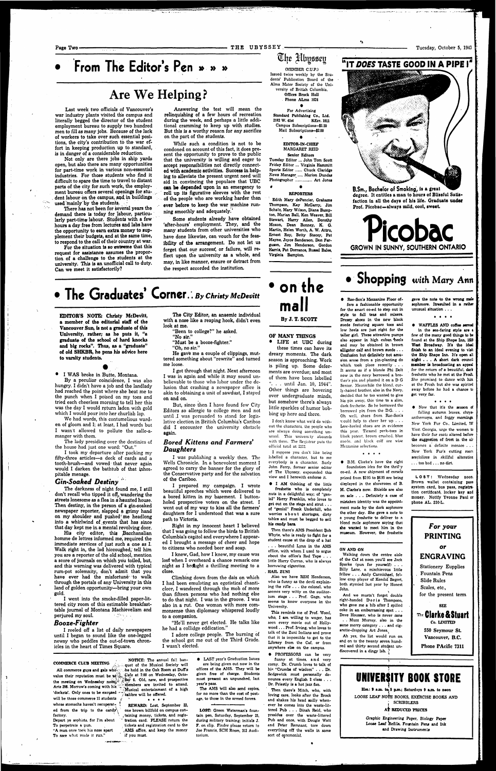# From The Editor's Pen » » »

## Are We Helping?

Last week two officials of Vancouver's war industry plants visited the campus and literally begged the director of the student employment bureau to supply two hundred men to fill as many jobs. Because of the lack of workers to take over such essential positions, the city's contribution to the war effort in keeping production up to standard, is in danger of a considerable reduction.

Not only are there jobs in ship yards open, but also there are many opportunities for part-time work in various non-essential industries. For those students who find it difficult to spare the time to travel to distant parts of the city for such work, the employment bureau offers several openings for student labour on the campus, and in buildings used mainly by the students.

There has not been for several years the demand there is today for labour, particularly part-time labour. Students with a few hours a day free from lectures and labs have the opportunity to earn extra money to supplement their budgets, and at the same time, to respond to the call of their country at war.

For the situation is so extreme that this request for assistance assumes the proportion of a challenge to the students at the university. This is an unofficial call to duty. Can we meet it satisfactorily?

Answering the test will mean the relinquishing of a few hours of recreation during the week, and perhaps a little additional cramming to keep up with studies. But this is a worthy reason for any sacrifice on the part of the students.

While such a condition is not to be condoned on account of this fact, it does present the opportunity to prove to the public that the university is willing and eager to accept responsibilities not directly connected with academic activities. Success in helping to alleviate the present urgent need will aid in convincing the populace that UBC can be depended upon in an emergency to roll up its figurative sleeves with the rest of the people who are working harder than ever before to keep the war machine running smoothly and adequately.

Some students already have obtained 'after-hours' employment. They, and the many students from other universities who have done likewise, can vouch for the feasibility of the arrangement. Do not let us forget that our success, or failure, will reflect upon the university as a whole, and may, in like manner, ensure or detract from the respect accorded the institution.

## The Ubyssey

(MEMBER C.U.P.)

Issued twice weekly by the Students' Publication Board of the Alma Mater Society of the University of British Columbia.

Offices Brock Hall
Phone ALma 1624

For Advertising
Standard Publishing Co., Ltd.
2182 W. 41st KErr. 1811
Campus Subscriptions—$1.50
Mail Subscriptions—$2.00

EDITOR-IN-CHIEF
MARGARET REID

Senior Editors
Tuesday Editor .... John Tom Scott
Friday Editor .... Virginia Hammitt
Sports Editor ....... Chuck Claridge
News Manager ...... Marion Dundas
Photographer ................ Art Jones

REPORTERS
Edith Mary dePencier, Grahame Thompson, Kay McGarry, Jim Schatz, Mary Wilson, Diana Bampton, Marian Ball, Ken Weaver, Bill Stewart, Harry Allen, Dorothy Moxon, Dean Bonney, K. G. Martin, Helen Worth, A. W. Attru, Ernest Roy, Betty Stacey, Pat Mayne, Joyce Sanderson, Don Ferguson, Jim Henderson, Gordon Harris, Pat Dorrance, Russel Bales, Virginia Bampton.

"IT DOES TASTE GOOD IN A PIPE!"

B.Sm., Bachelor of Smoking, is a great degree. It entitles a man to hours of Blissful Satisfaction in all the days of his life. Graduate under Prof. Picobac—always mild, cool, sweet.

**Picobac**
GROWN IN SUNNY, SOUTHERN ONTARIO

# The Graduates' Corner.. *By Christy McDevitt*

**EDITOR'S NOTE: Christy McDevitt, a member of the editorial staff of the Vancouver Sun, is not a graduate of this University, rather; as he puts it, "a graduate of the school of hard knocks and big rocks". Thus, as a "graduate" of old SHKBR, he pens his advice here to varsity students.**

I WAS broke in Butte, Montana.

By a peculiar coincidence, I was also hungry. I didn't have a job and the landlady had reached the point where she beat me to the punch when I poised on my toes and tried each cheerless morning to tell her this was the day I would return laden with gold which I would pour into her churlish lap.

We had words, this contumelious warden of gloom and I; at least, I had words but I wasn't allowed to pollute the salle-a-manger with them.

The lady presiding over the destinies of the house had just one word: "Out."

I took my departure after packing my fifty-three articles—a deck of cards and a tooth-brush—and vowed that never again would I darken the bathtub of that inhospitable menage.

### Gin-Soaked Destiny

The darkness of night found me, I still don't recall who tipped it off, wandering the streets lonesome as a flea in a haunted house. Then destiny, in the person of a gin-soaked newspaper reporter, slapped a grimy hand on my shoulder and pushed me headlong into a whirlwind of events that has since that day kept me in a mental revolving door.

His city editor, this Bacchanalian homme de lettres informed me, required the immediate services of just such a one as I. Walk right in, the lad hiccoughed, tell him you are a reporter of the old school, mention a score of journals on which you toiled, but, and this warning was delivered with typical rum-pot solemnity, don't admit that you have ever had the misfortune to walk through the portals of any University in this land of golden opportunity—bring your own gold.

I went into the smoke-filled paper-littered city room of this estimable breakfast-table journal of Montana Machievelism and perjured my soul.

### Booze-Fighter

I reeled off a list of daily newspapers until I began to sound like the one-legged newsy who peddles the out-of-town chronicles in the heart of Times Square.

The City Editor, an anaemic individual with a nose like a reaping hook, didn't even look at me.

"Been to college?" he asked.

"No sir."

"Must be a booze-fighter."

"Oh, no sir."

He gave me a couple of clippings, muttered something about "rewrite" and turned me loose.

I got through that night. Next afternoon I was in again and while it may sound unbelievable to those who labor under the delusion that crashing a newspaper office is akin to obtaining a unit of sawdust, I stayed on and on.

But, since then I have found few City Editors so allergic to college men and not until I was persuaded to stand for legislative election in British Columbia's Cariboo did I encounter the university obstacle again.

### Bored Kittens and Farmers' Daughters

I was publishing a weekly then. The Wells Chronicle. In a benevolent moment I agreed to carry the banner for the glory of the Conservative party and for the salvation of the Cariboo.

I prepared my campaign. I wrote beautiful speeches which were delivered to a bored kitten in my basement. I buttonholed prospective voters on the street. I went out of my way to kiss all the farmers' daughters for I understood that was a sure path to Victoria.

Right in my innocent heart I believed that I was going to follow the birds to British Columbia's capitol and everywhere I appeared I brought a message of cheer and hope to citizens who needed beer and soap.

I knew, Gad, how I knew, my cause was lost when I overheard a chance remark one night as I brought a thrilling meeting to a close.

Climbing down from the dais on which I had been emulating an egotistical chanticleer, I wandered through the mob of more than fifteen persons who had nothing else to do that night. I was in the groove. I was also in a rut. One woman with more commonsense than diplomacy whispered loudly to a companion.

"He'll never get elected. He talks like he had a collidge eddication."

I adore college people. The burning of the school got me out of the Third Grade. I wasn't elected.

# on the mall

**By J. T. SCOTT**

### OF MANY THINGS

LIFE at UBC during these times can have its dreary moments. The dark season is approaching. Work is piling up. Some deferments are overdue; and most of them have been labelled ". . . until Jan. 10, 1944". Other things are hovering over undergraduate minds, but somehow there's always little sparkles of humor bobbing up here and there.

I don't know what we'd do without the characters, the people who are always doing something unusual. This university abounds with them. The Registrar puts the official total at 2372.

I suppose you don't like being labelled a character, but to me everybody is a character. Surly John Ferry, former senior editor of The Ubyssey, expounded this view and I herewith endorse it.

I AM thinking of the little freshette who is completely nuts in a delightful way; of "genial" Frank Franklin, who loves to get out on the stage and strut . . . of "genial" Frank Underhill, who worries about shortages, dirty tables and must be begged to sell his candy bars.

Then there's AMS President Bob Whyte, who is ready to fight for a student cause at the drop of a hat . . . beautiful Lynn in the AMS office, with whom I used to argue about the office's Red Tape . . . little Harry Curran, who is always borrowing cigarettes.

### HAIL ZUNI

Also we have RSM Henderson, who is funny as the devil explaining the rifle . . . the colonel, who seemes very witty on the auditorium stage . . . Prof. Gage, who seems to know everyone in the University.

This reminds me of Prof. Wood, who, I am willing to wager, has seen every movie out of Hollywood . . . Prof. Irving, who loves to talk of the Zuni Indians and prove that it is impossible to get to the Library from the Caf, or from anywhere else on the campus.

PROFESSORS can be very funny at times, and very corny. Dr. Crumb loves to talk of his "Crumbs of wisdom" . . . Dr. Sedgewick must personally denounce every English 2 class . . . Dr. Priestly is a hot jazz fan.

Then there's Mitch, who, with loving care, looks after the Brock and shakes his head sadly whenever he comes into the waste-littered Pub . . . Dinah Reid, who presides over the waste-littered Pub and once, with Dougie Watt and Peter Remnant, tore down everything off the walls in some sort of ceremonial.

### ON AND ON

Walking down the centre aisle of the Caf at noon you'll see Jack Sparks (pun for yourself) . . . Billy Lane, a mischievous little fellow . . . Andy Carmichael, fellow crap player of Kendal Begert, both stymied last year by Honest John.

And we mustn't forget double right-handed Doris Thompson, who gave me a bib after I spilled coke in an embarrassing spot . . . Dave Housser, who is never cone . . Muzz Murray, also in the same merry category . . . and cigarette-dropping Art Jones.

Ah yes, the list would run on and on to the twenty seven hundred and thirty second student undiscovered in a dingy lab.

# Shopping *with Mary Ann*

Rae-Son's Mezzanine Floor offers a fashionable opportunity for the smart co-ed to step out in style to fall teas and mixers. Dressy shoes in the new black suede featuring square toes and low heels are just right for the taller girl. These attractive pumps also appear in high cuban heels and may be obtained in brown alligator calf and brown suede . . . Confusion but definitely not amusion arose from a pin-planting do which took place recently . . . It seems as if a blonde Phi Delt now in the navy borrowed a brother's pin and planted it on a D G Senior. Meanwhile the blond, curly-haired brother, also in the Navy, decided that he too wanted to give his pin away, this time to a slim, dark freshette. So he borrowed the borrowed pin from the D.G. . . . Oh well, shoes from Rae-Son's would help to cheer her up . . . Low-heeled shoes are in evidence this year. Tearsd peek-toes in black patent, brown crushed, blue suede, and black calf are wise Mezzanine selections.

B.M. Clarke's have the right foundation idea for the thrifty co-ed. A new shipment of corsets priced from $2.95 to $6.95 are being displayed in the showroom of B. M. Clarke's now. Shields are also on sale . . . Definitely a case of mistaken identity was the appointment made by the dark sophmore the other day. She gave a note to a young freshette to deliver to a blond male sophmore saying that she wanted to meet him in the museum. However, the freshette gave the note to the wrong male sophmore. Itresulted in a rather unusual situation . . .

WAFFLES AND coffee served in the sea-faring style are a few of the many good things to be found at the Ship Shape Inn, 1519 West Broadway. It's the ideal finish to an ideal evening to visit the Ship Shape Inn. It's open all night . . . A short dark council member is broadcasting an appeal for the return of a beautiful, dark freshette who he met at the Frosh. She promised to dance with him at the Frosh but she was spirited away before he had a chance to get very far.

Now that it's the season of falling autumn leaves, chrysanthemums, and foggy mornings New York Fur Co. Limited, 797 West Georgia, urge the women to have their fur coats altered before the suggestion of frost in the air becomes a definite menace . . . New York Fur's cutting room specializes in skillful alterations . . . too bad . . . no dirt.

**LOST:** Wednesday noon. Brown wallet containing pass system card, bus pass, registration certificate, locker key and money. Notify Yvonne Paul or phone AL. 230-L.

**For your PRINTING or ENGRAVING**

Stationery Supplies
Fountain Pens
Slide Rules
Scales, etc.,
for the present term

SEE
**The Clarke & Stuart Co. LIMITED**
550 Seymour St.
Vancouver, B.C.
Phone PAcific 7311

**COMMERCE CLUB MEETING**

All commerce guys and gals who value their reputation must be at the meeting on Wednesday noon, Arts 208. Morrow's coming with his 'dockets'. Only ones to be excused will be those commerce 11 students whose stomachs haven't recuperated from the trip to the candy factory.

Depart ye sophists, for I'm about
To perpetrate a pun.
"A man once took his nose apart
To see what made it run."

**NOTICE:** The annual fall banquet of the Musical Society will be held in the Oak Room at Duff's Cafe at 7:00 on Wednesday, October 6. Old, new, and prospective members are invited to attend. Musical entertainment of a high calibre will be offered.

**REWARD.** Lost, September 22, one brown billfold on campus containing money, tickets, and registration card. PLEASE return the tickets and registration card to the AMS office, and keep the money if you must.

LAST year's Graduation Issues are being given out now in the offices of the AMS. They will be given free of charge. Students must present an unpunched, last year's pass.

The AMS will also send copies, for no more than the cost of postage, to those in the armed forces.

**LOST:** Green Waterman's fountain pen, Saturday, September 25, during military training; initials J. F. on clip. Finder please return to Joe Francis, SCM Room, 312 Auditorium.

**UNIVERSITY BOOK STORE**

Hrs.: 9 a.m. to 5 p.m.; Saturdays 9 a.m. to noon

LOOSE LEAF NOTE BOOKS, EXERCISE BOOKS AND SCRIBBLERS

AT REDUCED PRICES

Graphic Engineering Paper, Biology Paper
Loose Leaf Refills, Fountain Pens and Ink
and Drawing Instruments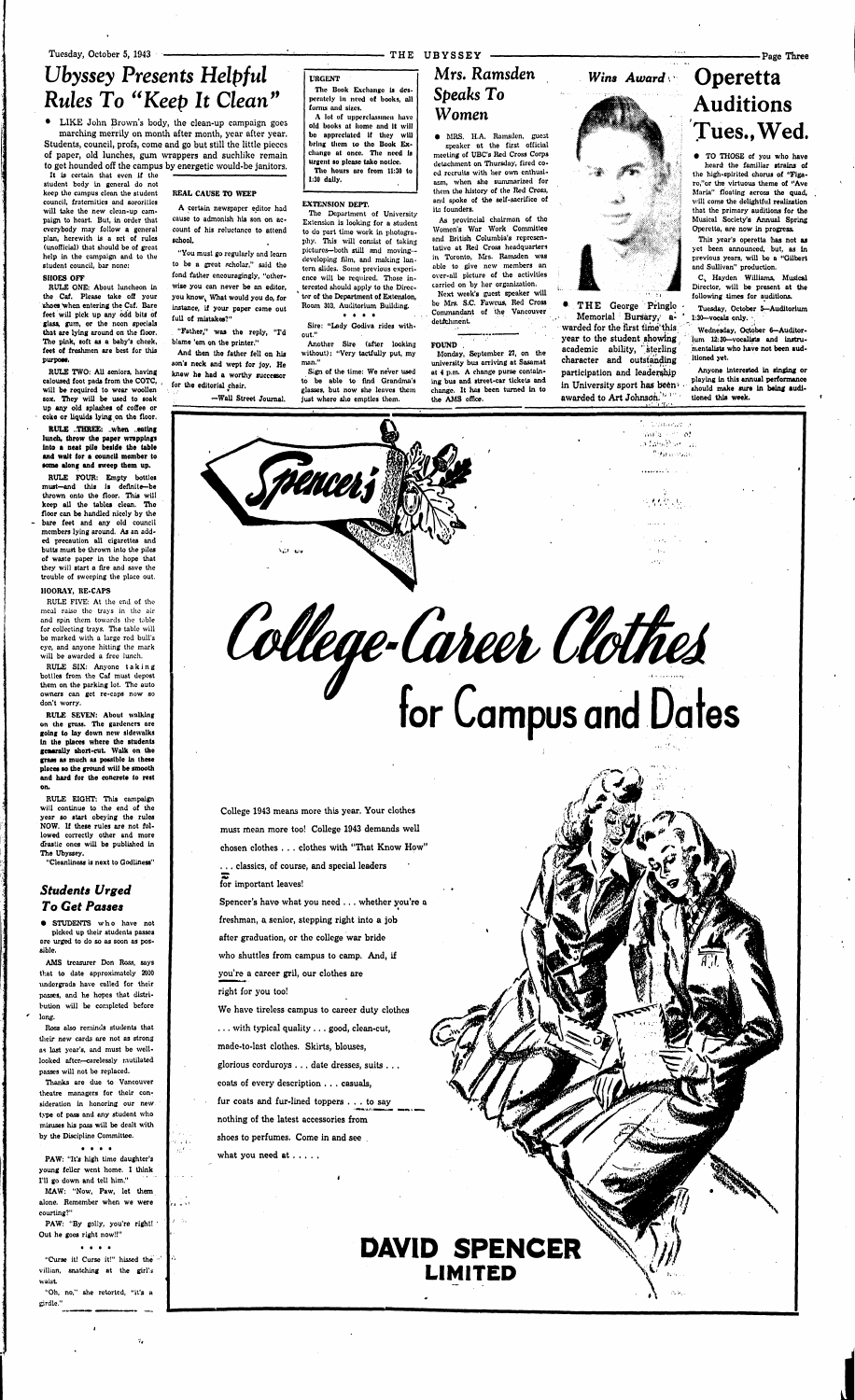# Ubyssey Presents Helpful Rules To "Keep It Clean"

LIKE John Brown's body, the clean-up campaign goes marching merrily on month after month, year after year. Students, council, profs, come and go but still the little pieces of paper, old lunches, gum wrappers and suchlike remain to get hounded off the campus by energetic would-be janitors.

It is certain that even if the student body in general do not keep the campus clean the student council, fraternities and sororities will take the new clean-up campaign to heart. But, in order that everybody may follow a general plan, herewith is a set of rules (unofficial) that should be of great help in the campaign and to the student council, bar none:

### SHOES OFF

RULE ONE: About luncheon in the Caf. Please take off your shoes when entering the Caf. Bare feet will pick up any odd bits of glass, gum, or the noon specials that are lying around on the floor. The pink, soft as a baby's cheek, feet of freshmen are best for this purpose.

RULE TWO: All seniors, having calloused foot pads from the COTC, will be required to wear woollen sox. They will be used to soak up any old splashes of coffee or coke or liquids lying on the floor.

**RULE THREE: when eating lunch, throw the paper wrappings into a neat pile beside the table and wait for a council member to some along and sweep them up.**

RULE FOUR: Empty bottles must—and this is definite—be thrown onto the floor. This will keep all the tables clean. The floor can be handled nicely by the bare feet and any old council members lying around. As an added precaution all cigarettes and butts must be thrown into the piles of waste paper in the hope that they will start a fire and save the trouble of sweeping the place out.

### HOORAY, RE-CAPS

RULE FIVE: At the end of the meal raise the trays in the air and spin them towards the table for collecting trays. The table will be marked with a large red bull's eye, and anyone hitting the mark will be awarded a free lunch.

RULE SIX: Anyone taking bottles from the Caf must depost them on the parking lot. The auto owners can get re-caps now so don't worry.

**RULE SEVEN: About walking on the grass. The gardeners are going to lay down new sidewalks in the places where the students generally short-cut. Walk on the grass as much as possible in these places so the ground will be smooth and hard for the concrete to rest on.**

RULE EIGHT: This campaign will continue to the end of the year so start obeying the rules NOW. If these rules are not followed correctly other and more drastic ones will be published in The Ubyssey.

"Cleanliness is next to Godliness"

## Students Urged To Get Passes

STUDENTS who have not picked up their students passes are urged to do so as soon as possible.

AMS treasurer Don Ross, says that to date approximately 2000 undergrads have called for their passes, and he hopes that distribution will be completed before long.

Ross also reminds students that their new cards are not as strong as last year's, and must be well-looked after—carelessly mutilated passes will not be replaced.

Thanks are due to Vancouver theatre managers for their consideration in honoring our new type of pass and any student who misuses his pass will be dealt with by the Discipline Committee.

\* \* \* \*

PAW: "It's high time daughter's young feller went home. I think I'll go down and tell him."

MAW: "Now, Paw, let them alone. Remember when we were courting?"

PAW: "By golly, you're right! Out he goes right now!!"

\* \* \* \*

"Curse it! Curse it!" hissed the villian, snatching at the girl's waist.

"Oh, no," she retorted, "it's a girdle."

### REAL CAUSE TO WEEP

A certain newspaper editor had cause to admonish his son on account of his reluctance to attend school.

"You must go regularly and learn to be a great scholar," said the fond father encouragingly, "otherwise you can never be an editor, you know. What would you do, for instance, if your paper came out full of mistakes?"

"Father," was the reply, "I'd blame 'em on the printer."

And then the father fell on his son's neck and wept for joy. He knew he had a worthy successor for the editorial chair.

—Wall Street Journal.

### URGENT

The Book Exchange is desperately in need of books, all forms and sizes.

A lot of upperclassmen have old books at home and it will be appreciated if they will bring them to the Book Exchange at once. The need is urgent so please take notice.

The hours are from 11:30 to 1:30 daily.

### EXTENSION DEPT.

The Department of University Extension is looking for a student to do part time work in photography. This will consist of taking pictures—both still and moving—developing film, and making lantern slides. Some previous experience will be required. Those interested should apply to the Director of the Department of Extension, Room 303, Auditorium Building.

\* \* \* \*

Sire: "Lady Godiva rides without."

Another Sire (after looking without): "Very tactfully put, my man."

Sign of the time: We never used to be able to find Grandma's glasses, but now she leaves them just where she empties them.

## Mrs. Ramsden Speaks To Women

MRS. H.A. Ramsden, guest speaker at the first official meeting of UBC's Red Cross Corps detachment on Thursday, fired coed recruits with her own enthusiasm, when she summarized for them the history of the Red Cross, and spoke of the self-sacrifice of its founders.

As provincial chairman of the Women's War Work Committee and British Columbia's representative at Red Cross headquarters in Toronto, Mrs. Ramsden was able to give new members an over-all picture of the activities carried on by her organization.

Next week's guest speaker will be Mrs. S.C. Fawcus, Red Cross Commandant of the Vancouver detachment.

### FOUND

Monday, September 27, on the university bus arriving at Sasamat at 4 p.m. A change purse containing bus and street-car tickets and change. It has been turned in to the AMS office.

### Wins Award

THE George Pringle Memorial Bursary, awarded for the first time this year to the student showing academic ability, sterling character and outstanding participation and leadership in University sport has been awarded to Art Johnson.

## Operetta Auditions Tues., Wed.

TO THOSE of you who have heard the familiar strains of the high-spirited chorus of "Figaro," or the virtuous theme of "Ave Maria" floating across the quad, will come the delightful realization that the primary auditions for the Musical Society's Annual Spring Operetta, are now in progress.

This year's operetta has not as yet been announced, but, as in previous years, will be a "Gilbert and Sullivan" production.

C. Hayden Williams, Musical Director, will be present at the following times for auditions.

Tuesday, October 5—Auditorium 1:30—vocals only.

Wednesday, October 6—Auditorium 12:30—vocalists and instrumentalists who have not been auditioned yet.

Anyone interested in singing or playing in this annual performance should make sure in being auditioned this week.

Spencer's

# College-Career Clothes for Campus and Dates

College 1943 means more this year. Your clothes must mean more too! College 1943 demands well chosen clothes . . . clothes with "That Know How" . . . classics, of course, and special leaders for important leaves!

Spencer's have what you need . . . whether you're a freshman, a senior, stepping right into a job after graduation, or the college war bride who shuttles from campus to camp. And, if you're a career girl, our clothes are right for you too!

We have tireless campus to career duty clothes . . . with typical quality . . . good, clean-cut, made-to-last clothes. Skirts, blouses, glorious corduroys . . . date dresses, suits . . . coats of every description . . . casuals, fur coats and fur-lined toppers . . . to say nothing of the latest accessories from shoes to perfumes. Come in and see what you need at . . . . .

**DAVID SPENCER LIMITED**